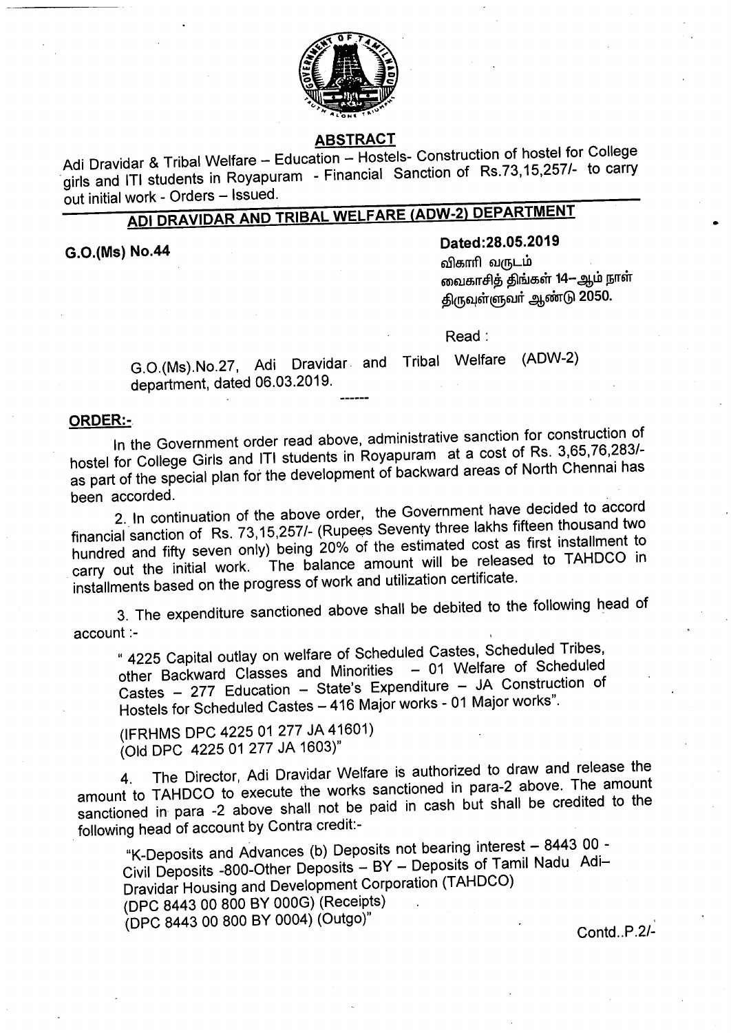## ABSTRACT

Adi Dravidar & Tribal Welfare – Education – Hostels- Construction of hostel for College girls and ITI students in Royapuram - Financial Sanction of Rs.73,15,257/- to carry out initial work - Orders – Issued.

## ADI DRAVIDAR AND TRIBAL WELFARE (ADW-2) DEPARTMENT

**G.O.(Ms) No.44**

**Dated:28.05.2019**
விகாரி வருடம்
வைகாசித் திங்கள் 14–ஆம் நாள்
திருவள்ளுவர் ஆண்டு 2050.

Read :

G.O.(Ms).No.27, Adi Dravidar and Tribal Welfare (ADW-2) department, dated 06.03.2019.

------

**ORDER:-**

In the Government order read above, administrative sanction for construction of hostel for College Girls and ITI students in Royapuram at a cost of Rs. 3,65,76,283/- as part of the special plan for the development of backward areas of North Chennai has been accorded.

2. In continuation of the above order, the Government have decided to accord financial sanction of Rs. 73,15,257/- (Rupees Seventy three lakhs fifteen thousand two hundred and fifty seven only) being 20% of the estimated cost as first installment to carry out the initial work. The balance amount will be released to TAHDCO in installments based on the progress of work and utilization certificate.

3. The expenditure sanctioned above shall be debited to the following head of account :-

> " 4225 Capital outlay on welfare of Scheduled Castes, Scheduled Tribes, other Backward Classes and Minorities – 01 Welfare of Scheduled Castes – 277 Education – State's Expenditure – JA Construction of Hostels for Scheduled Castes – 416 Major works - 01 Major works".
>
> (IFRHMS DPC 4225 01 277 JA 41601)
> (Old DPC 4225 01 277 JA 1603)"

4. The Director, Adi Dravidar Welfare is authorized to draw and release the amount to TAHDCO to execute the works sanctioned in para-2 above. The amount sanctioned in para -2 above shall not be paid in cash but shall be credited to the following head of account by Contra credit:-

> "K-Deposits and Advances (b) Deposits not bearing interest – 8443 00 - Civil Deposits -800-Other Deposits – BY – Deposits of Tamil Nadu Adi–Dravidar Housing and Development Corporation (TAHDCO)
> (DPC 8443 00 800 BY 000G) (Receipts)
> (DPC 8443 00 800 BY 0004) (Outgo)"

Contd..P.2/-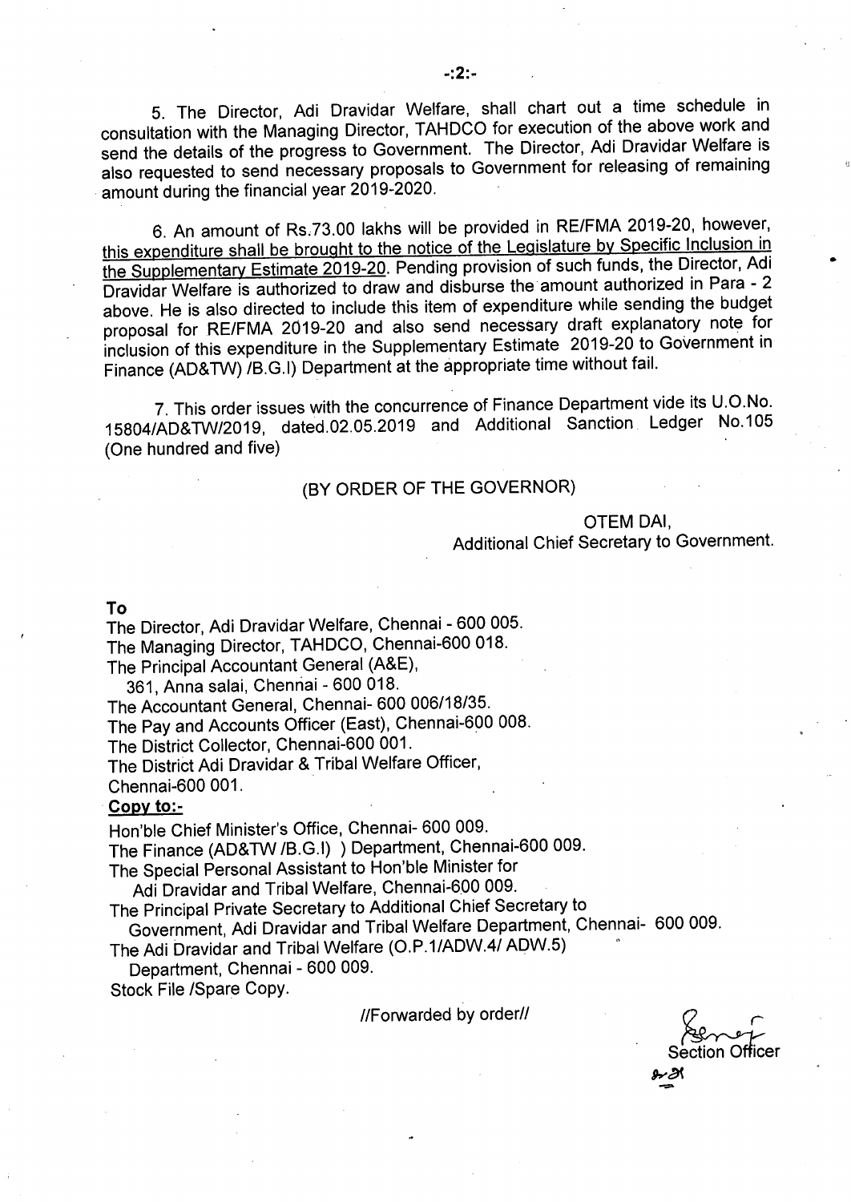5. The Director, Adi Dravidar Welfare, shall chart out a time schedule in consultation with the Managing Director, TAHDCO for execution of the above work and send the details of the progress to Government. The Director, Adi Dravidar Welfare is also requested to send necessary proposals to Government for releasing of remaining amount during the financial year 2019-2020.

6. An amount of Rs.73.00 lakhs will be provided in RE/FMA 2019-20, however, this expenditure shall be brought to the notice of the Legislature by Specific Inclusion in the Supplementary Estimate 2019-20. Pending provision of such funds, the Director, Adi Dravidar Welfare is authorized to draw and disburse the amount authorized in Para - 2 above. He is also directed to include this item of expenditure while sending the budget proposal for RE/FMA 2019-20 and also send necessary draft explanatory note for inclusion of this expenditure in the Supplementary Estimate 2019-20 to Government in Finance (AD&TW) /B.G.I) Department at the appropriate time without fail.

7. This order issues with the concurrence of Finance Department vide its U.O.No. 15804/AD&TW/2019, dated.02.05.2019 and Additional Sanction Ledger No.105 (One hundred and five)

(BY ORDER OF THE GOVERNOR)

OTEM DAI,
Additional Chief Secretary to Government.

**To**

The Director, Adi Dravidar Welfare, Chennai - 600 005.
The Managing Director, TAHDCO, Chennai-600 018.
The Principal Accountant General (A&E),
361, Anna salai, Chennai - 600 018.
The Accountant General, Chennai- 600 006/18/35.
The Pay and Accounts Officer (East), Chennai-600 008.
The District Collector, Chennai-600 001.
The District Adi Dravidar & Tribal Welfare Officer,
Chennai-600 001.

**Copy to:-**

Hon'ble Chief Minister's Office, Chennai- 600 009.
The Finance (AD&TW /B.G.I) ) Department, Chennai-600 009.
The Special Personal Assistant to Hon'ble Minister for
Adi Dravidar and Tribal Welfare, Chennai-600 009.
The Principal Private Secretary to Additional Chief Secretary to
Government, Adi Dravidar and Tribal Welfare Department, Chennai- 600 009.
The Adi Dravidar and Tribal Welfare (O.P.1/ADW.4/ ADW.5)
Department, Chennai - 600 009.
Stock File /Spare Copy.

//Forwarded by order//

Section Officer